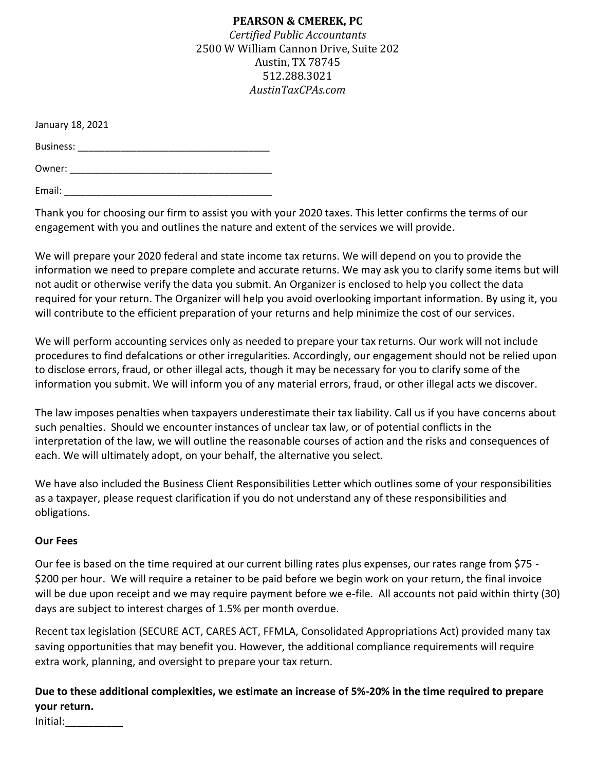**PEARSON & CMEREK, PC**
*Certified Public Accountants*
2500 W William Cannon Drive, Suite 202
Austin, TX 78745
512.288.3021
*AustinTaxCPAs.com*

January 18, 2021

Business: ____________________________________

Owner: ______________________________________

Email: _______________________________________

Thank you for choosing our firm to assist you with your 2020 taxes. This letter confirms the terms of our engagement with you and outlines the nature and extent of the services we will provide.

We will prepare your 2020 federal and state income tax returns. We will depend on you to provide the information we need to prepare complete and accurate returns. We may ask you to clarify some items but will not audit or otherwise verify the data you submit. An Organizer is enclosed to help you collect the data required for your return. The Organizer will help you avoid overlooking important information. By using it, you will contribute to the efficient preparation of your returns and help minimize the cost of our services.

We will perform accounting services only as needed to prepare your tax returns. Our work will not include procedures to find defalcations or other irregularities. Accordingly, our engagement should not be relied upon to disclose errors, fraud, or other illegal acts, though it may be necessary for you to clarify some of the information you submit. We will inform you of any material errors, fraud, or other illegal acts we discover.

The law imposes penalties when taxpayers underestimate their tax liability. Call us if you have concerns about such penalties. Should we encounter instances of unclear tax law, or of potential conflicts in the interpretation of the law, we will outline the reasonable courses of action and the risks and consequences of each. We will ultimately adopt, on your behalf, the alternative you select.

We have also included the Business Client Responsibilities Letter which outlines some of your responsibilities as a taxpayer, please request clarification if you do not understand any of these responsibilities and obligations.

**Our Fees**

Our fee is based on the time required at our current billing rates plus expenses, our rates range from $75 - $200 per hour. We will require a retainer to be paid before we begin work on your return, the final invoice will be due upon receipt and we may require payment before we e-file. All accounts not paid within thirty (30) days are subject to interest charges of 1.5% per month overdue.

Recent tax legislation (SECURE ACT, CARES ACT, FFMLA, Consolidated Appropriations Act) provided many tax saving opportunities that may benefit you. However, the additional compliance requirements will require extra work, planning, and oversight to prepare your tax return.

**Due to these additional complexities, we estimate an increase of 5%-20% in the time required to prepare your return.**

Initial:__________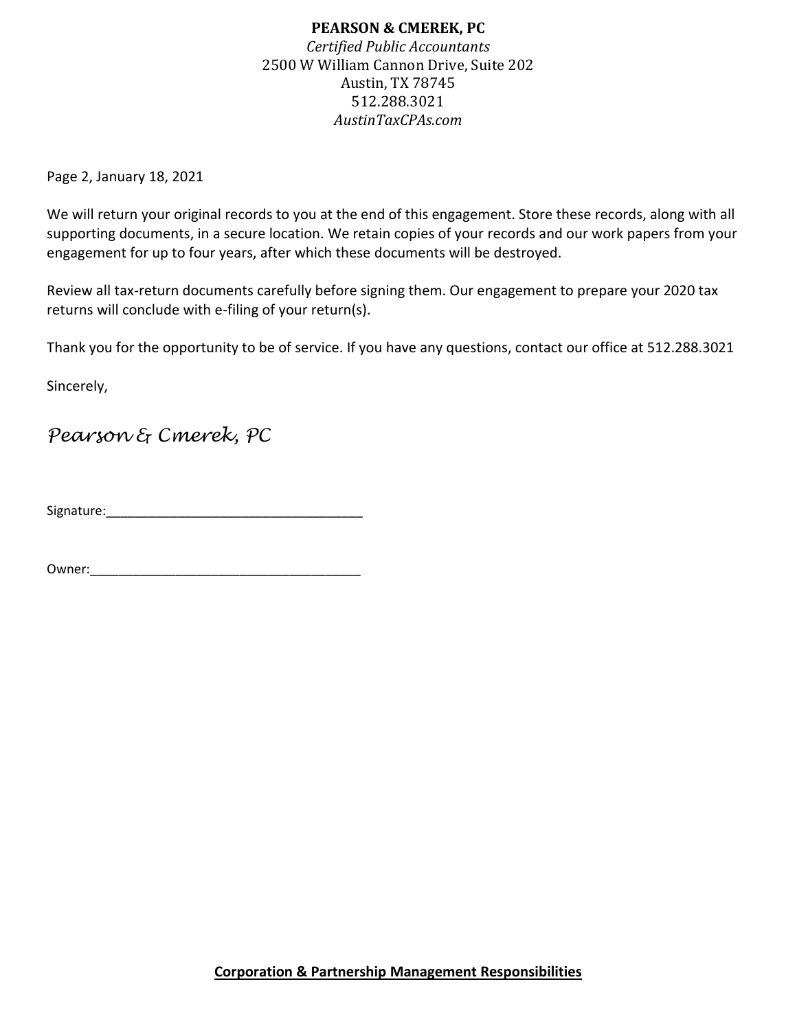**PEARSON & CMEREK, PC**
*Certified Public Accountants*
2500 W William Cannon Drive, Suite 202
Austin, TX 78745
512.288.3021
*AustinTaxCPAs.com*

Page 2, January 18, 2021

We will return your original records to you at the end of this engagement. Store these records, along with all supporting documents, in a secure location. We retain copies of your records and our work papers from your engagement for up to four years, after which these documents will be destroyed.

Review all tax-return documents carefully before signing them. Our engagement to prepare your 2020 tax returns will conclude with e-filing of your return(s).

Thank you for the opportunity to be of service. If you have any questions, contact our office at 512.288.3021

Sincerely,

*Pearson & Cmerek, PC*

Signature:___________________________________

Owner:_____________________________________

**Corporation & Partnership Management Responsibilities**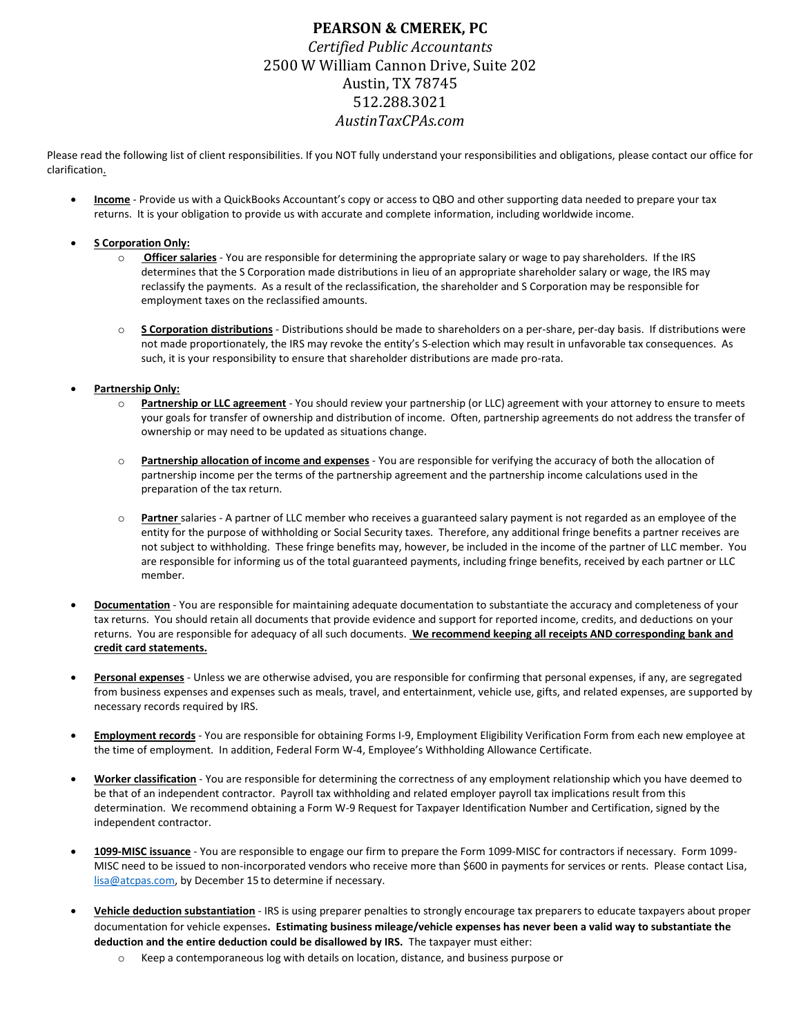# PEARSON & CMEREK, PC

*Certified Public Accountants*
2500 W William Cannon Drive, Suite 202
Austin, TX 78745
512.288.3021
*AustinTaxCPAs.com*

Please read the following list of client responsibilities. If you NOT fully understand your responsibilities and obligations, please contact our office for clarification.

- **Income** - Provide us with a QuickBooks Accountant's copy or access to QBO and other supporting data needed to prepare your tax returns. It is your obligation to provide us with accurate and complete information, including worldwide income.

- **S Corporation Only:**
  - **Officer salaries** - You are responsible for determining the appropriate salary or wage to pay shareholders. If the IRS determines that the S Corporation made distributions in lieu of an appropriate shareholder salary or wage, the IRS may reclassify the payments. As a result of the reclassification, the shareholder and S Corporation may be responsible for employment taxes on the reclassified amounts.

  - **S Corporation distributions** - Distributions should be made to shareholders on a per-share, per-day basis. If distributions were not made proportionately, the IRS may revoke the entity's S-election which may result in unfavorable tax consequences. As such, it is your responsibility to ensure that shareholder distributions are made pro-rata.

- **Partnership Only:**
  - **Partnership or LLC agreement** - You should review your partnership (or LLC) agreement with your attorney to ensure to meets your goals for transfer of ownership and distribution of income. Often, partnership agreements do not address the transfer of ownership or may need to be updated as situations change.

  - **Partnership allocation of income and expenses** - You are responsible for verifying the accuracy of both the allocation of partnership income per the terms of the partnership agreement and the partnership income calculations used in the preparation of the tax return.

  - **Partner** salaries - A partner of LLC member who receives a guaranteed salary payment is not regarded as an employee of the entity for the purpose of withholding or Social Security taxes. Therefore, any additional fringe benefits a partner receives are not subject to withholding. These fringe benefits may, however, be included in the income of the partner of LLC member. You are responsible for informing us of the total guaranteed payments, including fringe benefits, received by each partner or LLC member.

- **Documentation** - You are responsible for maintaining adequate documentation to substantiate the accuracy and completeness of your tax returns. You should retain all documents that provide evidence and support for reported income, credits, and deductions on your returns. You are responsible for adequacy of all such documents. **We recommend keeping all receipts AND corresponding bank and credit card statements.**

- **Personal expenses** - Unless we are otherwise advised, you are responsible for confirming that personal expenses, if any, are segregated from business expenses and expenses such as meals, travel, and entertainment, vehicle use, gifts, and related expenses, are supported by necessary records required by IRS.

- **Employment records** - You are responsible for obtaining Forms I-9, Employment Eligibility Verification Form from each new employee at the time of employment. In addition, Federal Form W-4, Employee's Withholding Allowance Certificate.

- **Worker classification** - You are responsible for determining the correctness of any employment relationship which you have deemed to be that of an independent contractor. Payroll tax withholding and related employer payroll tax implications result from this determination. We recommend obtaining a Form W-9 Request for Taxpayer Identification Number and Certification, signed by the independent contractor.

- **1099-MISC issuance** - You are responsible to engage our firm to prepare the Form 1099-MISC for contractors if necessary. Form 1099-MISC need to be issued to non-incorporated vendors who receive more than $600 in payments for services or rents. Please contact Lisa, lisa@atcpas.com, by December 15 to determine if necessary.

- **Vehicle deduction substantiation** - IRS is using preparer penalties to strongly encourage tax preparers to educate taxpayers about proper documentation for vehicle expenses**. Estimating business mileage/vehicle expenses has never been a valid way to substantiate the deduction and the entire deduction could be disallowed by IRS.** The taxpayer must either:
  - Keep a contemporaneous log with details on location, distance, and business purpose or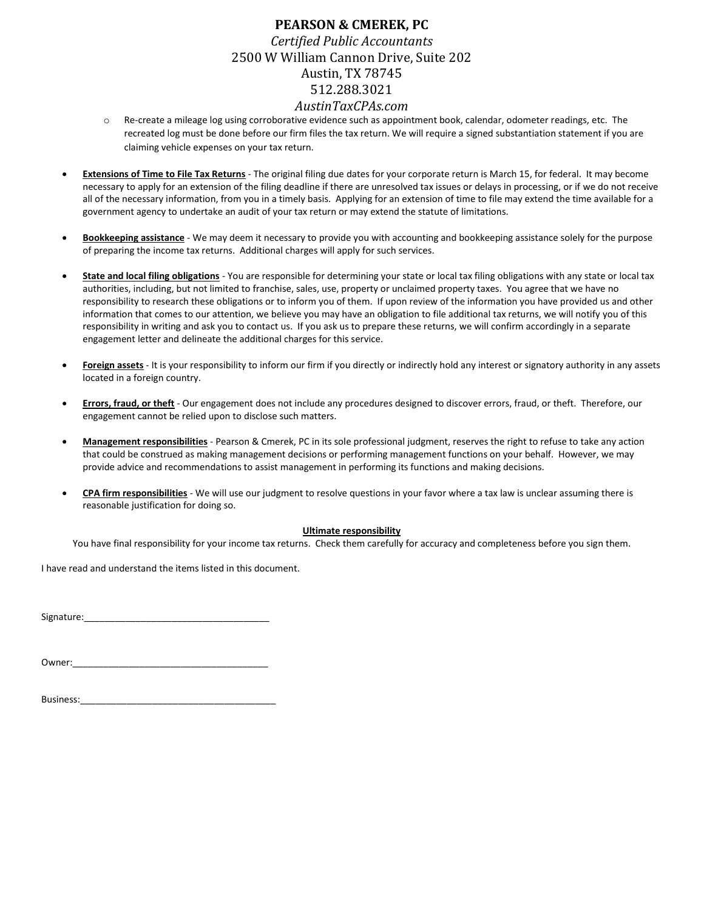# PEARSON & CMEREK, PC

*Certified Public Accountants*
2500 W William Cannon Drive, Suite 202
Austin, TX 78745
512.288.3021
*AustinTaxCPAs.com*

  - Re-create a mileage log using corroborative evidence such as appointment book, calendar, odometer readings, etc. The recreated log must be done before our firm files the tax return. We will require a signed substantiation statement if you are claiming vehicle expenses on your tax return.

- **Extensions of Time to File Tax Returns** - The original filing due dates for your corporate return is March 15, for federal. It may become necessary to apply for an extension of the filing deadline if there are unresolved tax issues or delays in processing, or if we do not receive all of the necessary information, from you in a timely basis. Applying for an extension of time to file may extend the time available for a government agency to undertake an audit of your tax return or may extend the statute of limitations.

- **Bookkeeping assistance** - We may deem it necessary to provide you with accounting and bookkeeping assistance solely for the purpose of preparing the income tax returns. Additional charges will apply for such services.

- **State and local filing obligations** - You are responsible for determining your state or local tax filing obligations with any state or local tax authorities, including, but not limited to franchise, sales, use, property or unclaimed property taxes. You agree that we have no responsibility to research these obligations or to inform you of them. If upon review of the information you have provided us and other information that comes to our attention, we believe you may have an obligation to file additional tax returns, we will notify you of this responsibility in writing and ask you to contact us. If you ask us to prepare these returns, we will confirm accordingly in a separate engagement letter and delineate the additional charges for this service.

- **Foreign assets** - It is your responsibility to inform our firm if you directly or indirectly hold any interest or signatory authority in any assets located in a foreign country.

- **Errors, fraud, or theft** - Our engagement does not include any procedures designed to discover errors, fraud, or theft. Therefore, our engagement cannot be relied upon to disclose such matters.

- **Management responsibilities** - Pearson & Cmerek, PC in its sole professional judgment, reserves the right to refuse to take any action that could be construed as making management decisions or performing management functions on your behalf. However, we may provide advice and recommendations to assist management in performing its functions and making decisions.

- **CPA firm responsibilities** - We will use our judgment to resolve questions in your favor where a tax law is unclear assuming there is reasonable justification for doing so.

**Ultimate responsibility**

You have final responsibility for your income tax returns. Check them carefully for accuracy and completeness before you sign them.

I have read and understand the items listed in this document.

Signature:____________________________________

Owner:______________________________________

Business:_____________________________________